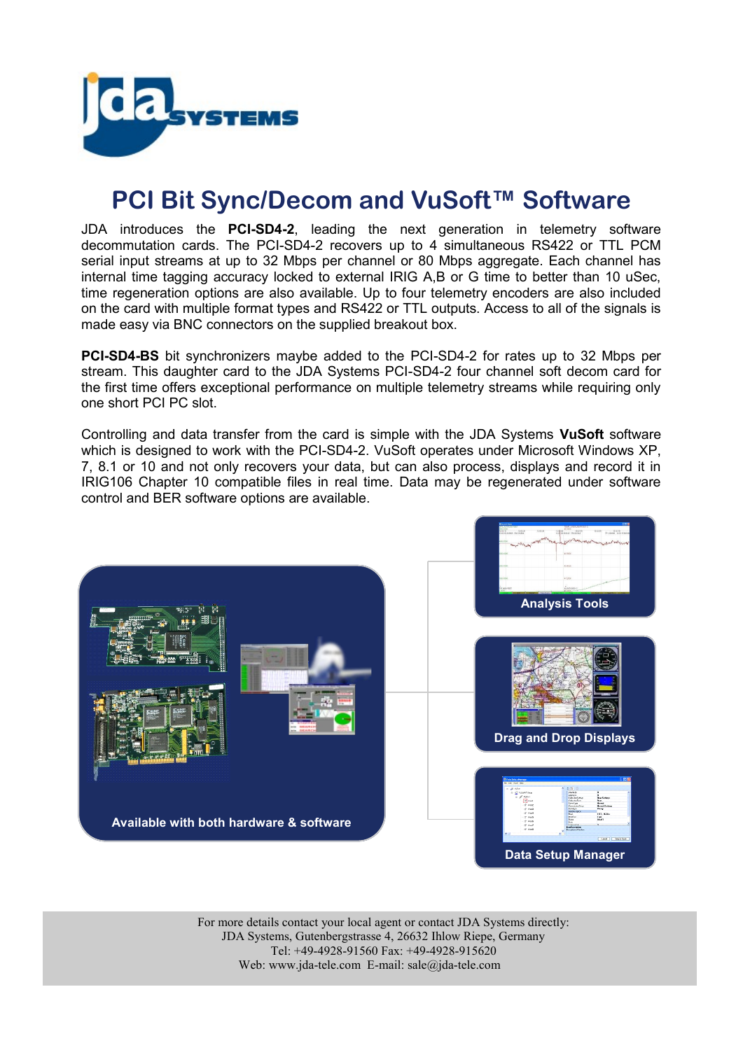# PCI Bit Sync/Decom and VuSoft™ Software

JDA introduces the **PCI-SD4-2**, leading the next generation in telemetry software decommutation cards. The PCI-SD4-2 recovers up to 4 simultaneous RS422 or TTL PCM serial input streams at up to 32 Mbps per channel or 80 Mbps aggregate. Each channel has internal time tagging accuracy locked to external IRIG A,B or G time to better than 10 uSec, time regeneration options are also available. Up to four telemetry encoders are also included on the card with multiple format types and RS422 or TTL outputs. Access to all of the signals is made easy via BNC connectors on the supplied breakout box.

**PCI-SD4-BS** bit synchronizers maybe added to the PCI-SD4-2 for rates up to 32 Mbps per stream. This daughter card to the JDA Systems PCI-SD4-2 four channel soft decom card for the first time offers exceptional performance on multiple telemetry streams while requiring only one short PCI PC slot.

Controlling and data transfer from the card is simple with the JDA Systems **VuSoft** software which is designed to work with the PCI-SD4-2. VuSoft operates under Microsoft Windows XP, 7, 8.1 or 10 and not only recovers your data, but can also process, displays and record it in IRIG106 Chapter 10 compatible files in real time. Data may be regenerated under software control and BER software options are available.

Available with both hardware & software

Analysis Tools

Drag and Drop Displays

Data Setup Manager

For more details contact your local agent or contact JDA Systems directly:
JDA Systems, Gutenbergstrasse 4, 26632 Ihlow Riepe, Germany
Tel: +49-4928-91560 Fax: +49-4928-915620
Web: www.jda-tele.com E-mail: sale@jda-tele.com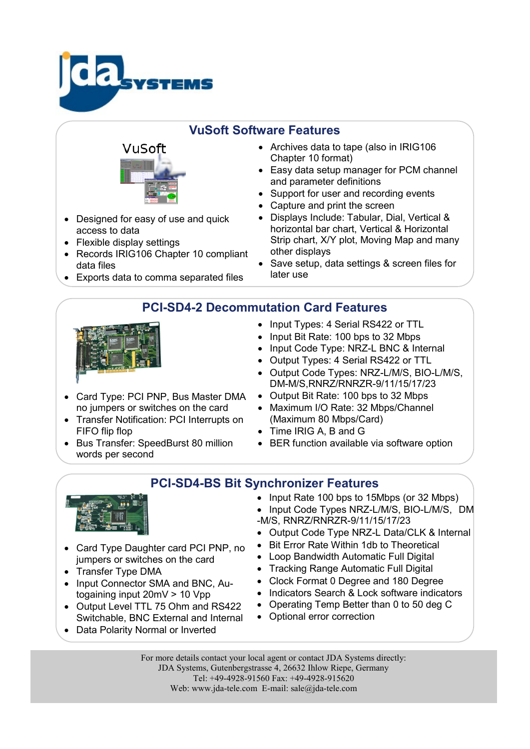## VuSoft Software Features

VuSoft

- Designed for easy of use and quick access to data
- Flexible display settings
- Records IRIG106 Chapter 10 compliant data files
- Exports data to comma separated files
- Archives data to tape (also in IRIG106 Chapter 10 format)
- Easy data setup manager for PCM channel and parameter definitions
- Support for user and recording events
- Capture and print the screen
- Displays Include: Tabular, Dial, Vertical & horizontal bar chart, Vertical & Horizontal Strip chart, X/Y plot, Moving Map and many other displays
- Save setup, data settings & screen files for later use

## PCI-SD4-2 Decommutation Card Features

- Card Type: PCI PNP, Bus Master DMA no jumpers or switches on the card
- Transfer Notification: PCI Interrupts on FIFO flip flop
- Bus Transfer: SpeedBurst 80 million words per second
- Input Types: 4 Serial RS422 or TTL
- Input Bit Rate: 100 bps to 32 Mbps
- Input Code Type: NRZ-L BNC & Internal
- Output Types: 4 Serial RS422 or TTL
- Output Code Types: NRZ-L/M/S, BIO-L/M/S, DM-M/S,RNRZ/RNRZR-9/11/15/17/23
- Output Bit Rate: 100 bps to 32 Mbps
- Maximum I/O Rate: 32 Mbps/Channel (Maximum 80 Mbps/Card)
- Time IRIG A, B and G
- BER function available via software option

## PCI-SD4-BS Bit Synchronizer Features

- Card Type Daughter card PCI PNP, no jumpers or switches on the card
- Transfer Type DMA
- Input Connector SMA and BNC, Au-togaining input 20mV > 10 Vpp
- Output Level TTL 75 Ohm and RS422 Switchable, BNC External and Internal
- Data Polarity Normal or Inverted
- Input Rate 100 bps to 15Mbps (or 32 Mbps)
- Input Code Types NRZ-L/M/S, BIO-L/M/S, DM-M/S, RNRZ/RNRZR-9/11/15/17/23
- Output Code Type NRZ-L Data/CLK & Internal
- Bit Error Rate Within 1db to Theoretical
- Loop Bandwidth Automatic Full Digital
- Tracking Range Automatic Full Digital
- Clock Format 0 Degree and 180 Degree
- Indicators Search & Lock software indicators
- Operating Temp Better than 0 to 50 deg C
- Optional error correction

For more details contact your local agent or contact JDA Systems directly:
JDA Systems, Gutenbergstrasse 4, 26632 Ihlow Riepe, Germany
Tel: +49-4928-91560 Fax: +49-4928-915620
Web: www.jda-tele.com E-mail: sale@jda-tele.com